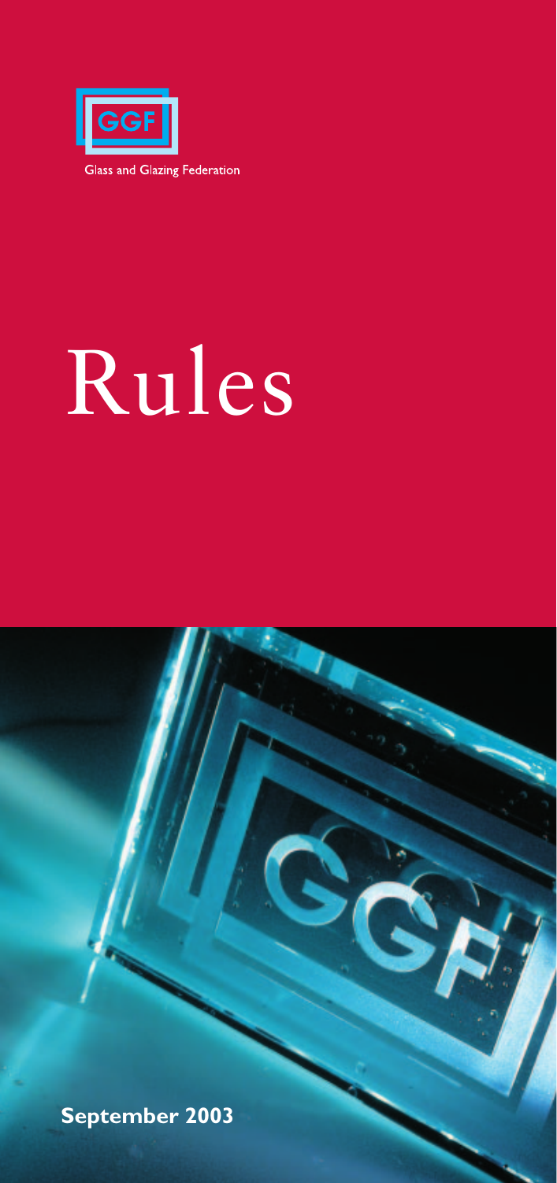GGF

Glass and Glazing Federation

# Rules

**September 2003**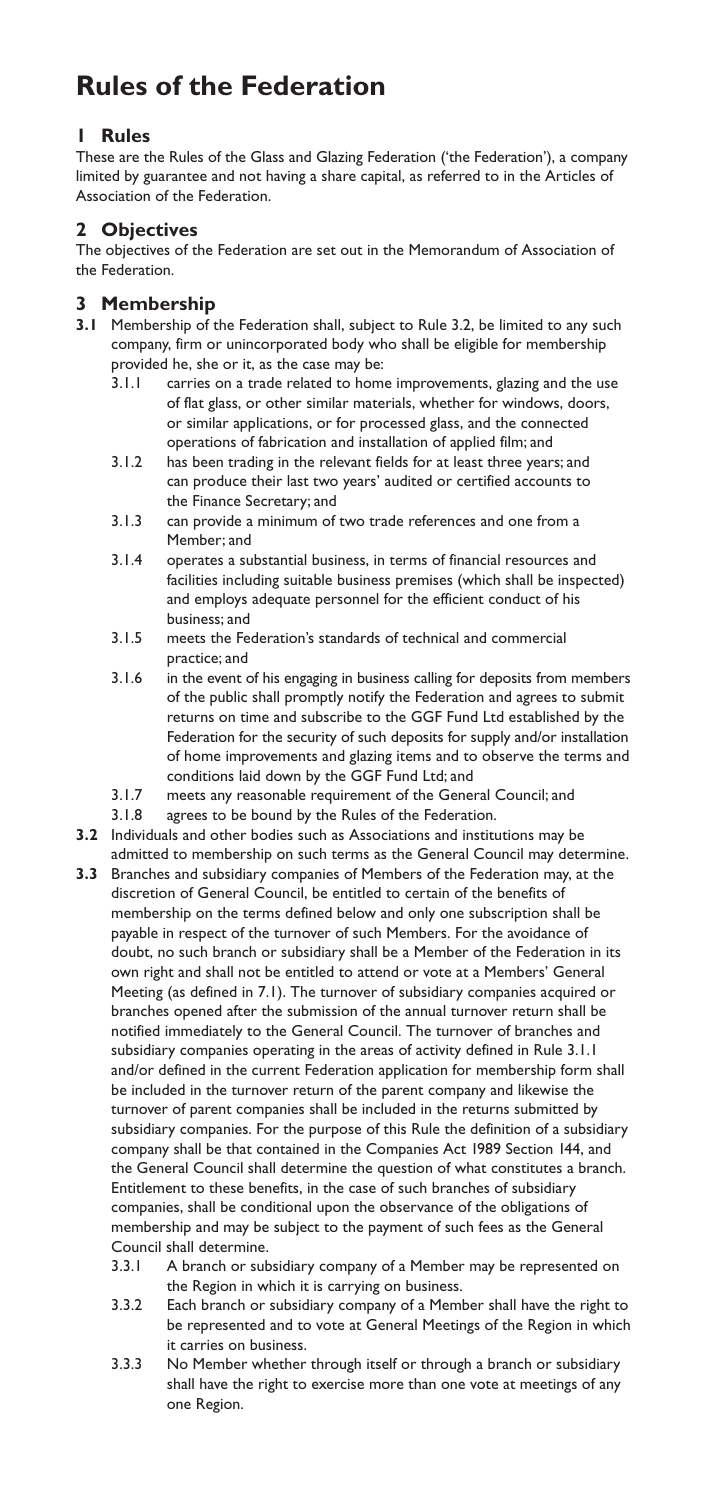# Rules of the Federation

## 1 Rules

These are the Rules of the Glass and Glazing Federation ('the Federation'), a company limited by guarantee and not having a share capital, as referred to in the Articles of Association of the Federation.

## 2 Objectives

The objectives of the Federation are set out in the Memorandum of Association of the Federation.

## 3 Membership

**3.1** Membership of the Federation shall, subject to Rule 3.2, be limited to any such company, firm or unincorporated body who shall be eligible for membership provided he, she or it, as the case may be:

- 3.1.1 carries on a trade related to home improvements, glazing and the use of flat glass, or other similar materials, whether for windows, doors, or similar applications, or for processed glass, and the connected operations of fabrication and installation of applied film; and
- 3.1.2 has been trading in the relevant fields for at least three years; and can produce their last two years' audited or certified accounts to the Finance Secretary; and
- 3.1.3 can provide a minimum of two trade references and one from a Member; and
- 3.1.4 operates a substantial business, in terms of financial resources and facilities including suitable business premises (which shall be inspected) and employs adequate personnel for the efficient conduct of his business; and
- 3.1.5 meets the Federation's standards of technical and commercial practice; and
- 3.1.6 in the event of his engaging in business calling for deposits from members of the public shall promptly notify the Federation and agrees to submit returns on time and subscribe to the GGF Fund Ltd established by the Federation for the security of such deposits for supply and/or installation of home improvements and glazing items and to observe the terms and conditions laid down by the GGF Fund Ltd; and
- 3.1.7 meets any reasonable requirement of the General Council; and
- 3.1.8 agrees to be bound by the Rules of the Federation.

**3.2** Individuals and other bodies such as Associations and institutions may be admitted to membership on such terms as the General Council may determine.

**3.3** Branches and subsidiary companies of Members of the Federation may, at the discretion of General Council, be entitled to certain of the benefits of membership on the terms defined below and only one subscription shall be payable in respect of the turnover of such Members. For the avoidance of doubt, no such branch or subsidiary shall be a Member of the Federation in its own right and shall not be entitled to attend or vote at a Members' General Meeting (as defined in 7.1). The turnover of subsidiary companies acquired or branches opened after the submission of the annual turnover return shall be notified immediately to the General Council. The turnover of branches and subsidiary companies operating in the areas of activity defined in Rule 3.1.1 and/or defined in the current Federation application for membership form shall be included in the turnover return of the parent company and likewise the turnover of parent companies shall be included in the returns submitted by subsidiary companies. For the purpose of this Rule the definition of a subsidiary company shall be that contained in the Companies Act 1989 Section 144, and the General Council shall determine the question of what constitutes a branch. Entitlement to these benefits, in the case of such branches of subsidiary companies, shall be conditional upon the observance of the obligations of membership and may be subject to the payment of such fees as the General Council shall determine.

- 3.3.1 A branch or subsidiary company of a Member may be represented on the Region in which it is carrying on business.
- 3.3.2 Each branch or subsidiary company of a Member shall have the right to be represented and to vote at General Meetings of the Region in which it carries on business.
- 3.3.3 No Member whether through itself or through a branch or subsidiary shall have the right to exercise more than one vote at meetings of any one Region.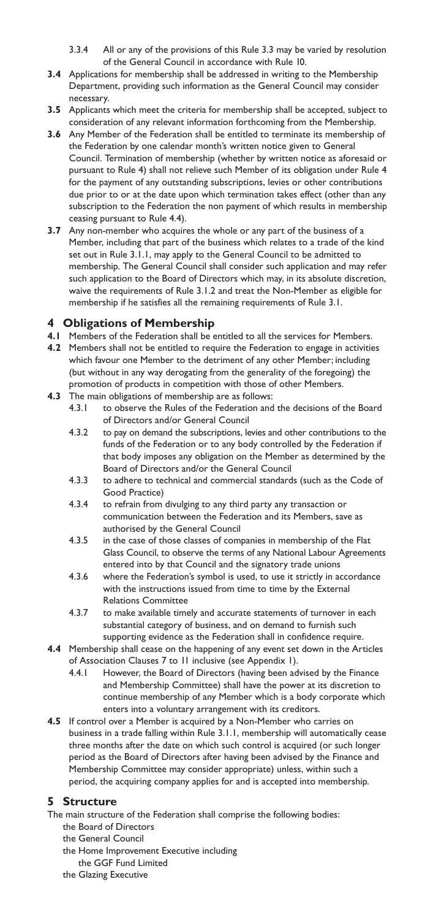3.3.4 All or any of the provisions of this Rule 3.3 may be varied by resolution of the General Council in accordance with Rule 10.

**3.4** Applications for membership shall be addressed in writing to the Membership Department, providing such information as the General Council may consider necessary.

**3.5** Applicants which meet the criteria for membership shall be accepted, subject to consideration of any relevant information forthcoming from the Membership.

**3.6** Any Member of the Federation shall be entitled to terminate its membership of the Federation by one calendar month's written notice given to General Council. Termination of membership (whether by written notice as aforesaid or pursuant to Rule 4) shall not relieve such Member of its obligation under Rule 4 for the payment of any outstanding subscriptions, levies or other contributions due prior to or at the date upon which termination takes effect (other than any subscription to the Federation the non payment of which results in membership ceasing pursuant to Rule 4.4).

**3.7** Any non-member who acquires the whole or any part of the business of a Member, including that part of the business which relates to a trade of the kind set out in Rule 3.1.1, may apply to the General Council to be admitted to membership. The General Council shall consider such application and may refer such application to the Board of Directors which may, in its absolute discretion, waive the requirements of Rule 3.1.2 and treat the Non-Member as eligible for membership if he satisfies all the remaining requirements of Rule 3.1.

## 4 Obligations of Membership

**4.1** Members of the Federation shall be entitled to all the services for Members.

**4.2** Members shall not be entitled to require the Federation to engage in activities which favour one Member to the detriment of any other Member; including (but without in any way derogating from the generality of the foregoing) the promotion of products in competition with those of other Members.

**4.3** The main obligations of membership are as follows:

- 4.3.1 to observe the Rules of the Federation and the decisions of the Board of Directors and/or General Council
- 4.3.2 to pay on demand the subscriptions, levies and other contributions to the funds of the Federation or to any body controlled by the Federation if that body imposes any obligation on the Member as determined by the Board of Directors and/or the General Council
- 4.3.3 to adhere to technical and commercial standards (such as the Code of Good Practice)
- 4.3.4 to refrain from divulging to any third party any transaction or communication between the Federation and its Members, save as authorised by the General Council
- 4.3.5 in the case of those classes of companies in membership of the Flat Glass Council, to observe the terms of any National Labour Agreements entered into by that Council and the signatory trade unions
- 4.3.6 where the Federation's symbol is used, to use it strictly in accordance with the instructions issued from time to time by the External Relations Committee
- 4.3.7 to make available timely and accurate statements of turnover in each substantial category of business, and on demand to furnish such supporting evidence as the Federation shall in confidence require.

**4.4** Membership shall cease on the happening of any event set down in the Articles of Association Clauses 7 to 11 inclusive (see Appendix 1).

- 4.4.1 However, the Board of Directors (having been advised by the Finance and Membership Committee) shall have the power at its discretion to continue membership of any Member which is a body corporate which enters into a voluntary arrangement with its creditors.

**4.5** If control over a Member is acquired by a Non-Member who carries on business in a trade falling within Rule 3.1.1, membership will automatically cease three months after the date on which such control is acquired (or such longer period as the Board of Directors after having been advised by the Finance and Membership Committee may consider appropriate) unless, within such a period, the acquiring company applies for and is accepted into membership.

## 5 Structure

The main structure of the Federation shall comprise the following bodies:

- the Board of Directors
- the General Council
- the Home Improvement Executive including
  - the GGF Fund Limited
- the Glazing Executive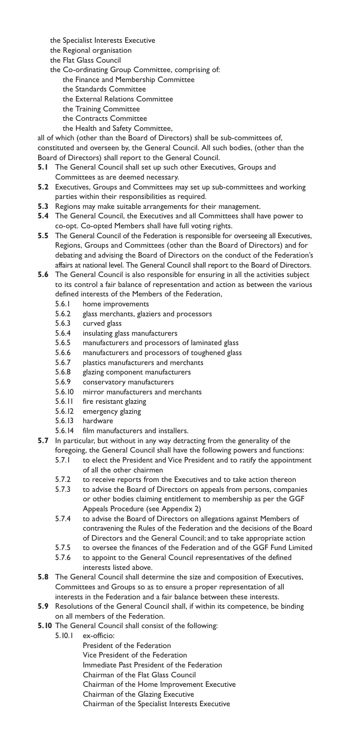- the Specialist Interests Executive
- the Regional organisation
- the Flat Glass Council
- the Co-ordinating Group Committee, comprising of:
  - the Finance and Membership Committee
  - the Standards Committee
  - the External Relations Committee
  - the Training Committee
  - the Contracts Committee
  - the Health and Safety Committee,

all of which (other than the Board of Directors) shall be sub-committees of, constituted and overseen by, the General Council. All such bodies, (other than the Board of Directors) shall report to the General Council.

**5.1** The General Council shall set up such other Executives, Groups and Committees as are deemed necessary.

**5.2** Executives, Groups and Committees may set up sub-committees and working parties within their responsibilities as required.

**5.3** Regions may make suitable arrangements for their management.

**5.4** The General Council, the Executives and all Committees shall have power to co-opt. Co-opted Members shall have full voting rights.

**5.5** The General Council of the Federation is responsible for overseeing all Executives, Regions, Groups and Committees (other than the Board of Directors) and for debating and advising the Board of Directors on the conduct of the Federation's affairs at national level. The General Council shall report to the Board of Directors.

**5.6** The General Council is also responsible for ensuring in all the activities subject to its control a fair balance of representation and action as between the various defined interests of the Members of the Federation,

- 5.6.1 home improvements
- 5.6.2 glass merchants, glaziers and processors
- 5.6.3 curved glass
- 5.6.4 insulating glass manufacturers
- 5.6.5 manufacturers and processors of laminated glass
- 5.6.6 manufacturers and processors of toughened glass
- 5.6.7 plastics manufacturers and merchants
- 5.6.8 glazing component manufacturers
- 5.6.9 conservatory manufacturers
- 5.6.10 mirror manufacturers and merchants
- 5.6.11 fire resistant glazing
- 5.6.12 emergency glazing
- 5.6.13 hardware
- 5.6.14 film manufacturers and installers.

**5.7** In particular, but without in any way detracting from the generality of the foregoing, the General Council shall have the following powers and functions:

- 5.7.1 to elect the President and Vice President and to ratify the appointment of all the other chairmen
- 5.7.2 to receive reports from the Executives and to take action thereon
- 5.7.3 to advise the Board of Directors on appeals from persons, companies or other bodies claiming entitlement to membership as per the GGF Appeals Procedure (see Appendix 2)
- 5.7.4 to advise the Board of Directors on allegations against Members of contravening the Rules of the Federation and the decisions of the Board of Directors and the General Council; and to take appropriate action
- 5.7.5 to oversee the finances of the Federation and of the GGF Fund Limited
- 5.7.6 to appoint to the General Council representatives of the defined interests listed above.

**5.8** The General Council shall determine the size and composition of Executives, Committees and Groups so as to ensure a proper representation of all interests in the Federation and a fair balance between these interests.

**5.9** Resolutions of the General Council shall, if within its competence, be binding on all members of the Federation.

**5.10** The General Council shall consist of the following:

- 5.10.1 ex-officio:
  - President of the Federation
  - Vice President of the Federation
  - Immediate Past President of the Federation
  - Chairman of the Flat Glass Council
  - Chairman of the Home Improvement Executive
  - Chairman of the Glazing Executive
  - Chairman of the Specialist Interests Executive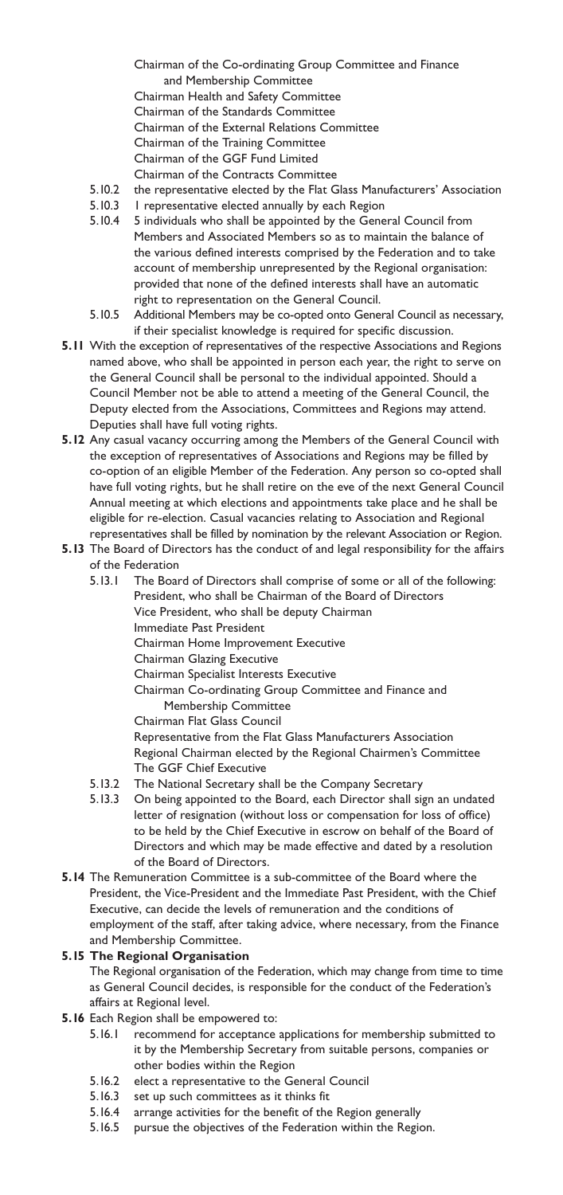Chairman of the Co-ordinating Group Committee and Finance and Membership Committee
Chairman Health and Safety Committee
Chairman of the Standards Committee
Chairman of the External Relations Committee
Chairman of the Training Committee
Chairman of the GGF Fund Limited
Chairman of the Contracts Committee

5.10.2 the representative elected by the Flat Glass Manufacturers' Association

5.10.3 1 representative elected annually by each Region

5.10.4 5 individuals who shall be appointed by the General Council from Members and Associated Members so as to maintain the balance of the various defined interests comprised by the Federation and to take account of membership unrepresented by the Regional organisation: provided that none of the defined interests shall have an automatic right to representation on the General Council.

5.10.5 Additional Members may be co-opted onto General Council as necessary, if their specialist knowledge is required for specific discussion.

**5.11** With the exception of representatives of the respective Associations and Regions named above, who shall be appointed in person each year, the right to serve on the General Council shall be personal to the individual appointed. Should a Council Member not be able to attend a meeting of the General Council, the Deputy elected from the Associations, Committees and Regions may attend. Deputies shall have full voting rights.

**5.12** Any casual vacancy occurring among the Members of the General Council with the exception of representatives of Associations and Regions may be filled by co-option of an eligible Member of the Federation. Any person so co-opted shall have full voting rights, but he shall retire on the eve of the next General Council Annual meeting at which elections and appointments take place and he shall be eligible for re-election. Casual vacancies relating to Association and Regional representatives shall be filled by nomination by the relevant Association or Region.

**5.13** The Board of Directors has the conduct of and legal responsibility for the affairs of the Federation

5.13.1 The Board of Directors shall comprise of some or all of the following:
President, who shall be Chairman of the Board of Directors
Vice President, who shall be deputy Chairman
Immediate Past President
Chairman Home Improvement Executive
Chairman Glazing Executive
Chairman Specialist Interests Executive
Chairman Co-ordinating Group Committee and Finance and Membership Committee
Chairman Flat Glass Council
Representative from the Flat Glass Manufacturers Association
Regional Chairman elected by the Regional Chairmen's Committee
The GGF Chief Executive

5.13.2 The National Secretary shall be the Company Secretary

5.13.3 On being appointed to the Board, each Director shall sign an undated letter of resignation (without loss or compensation for loss of office) to be held by the Chief Executive in escrow on behalf of the Board of Directors and which may be made effective and dated by a resolution of the Board of Directors.

**5.14** The Remuneration Committee is a sub-committee of the Board where the President, the Vice-President and the Immediate Past President, with the Chief Executive, can decide the levels of remuneration and the conditions of employment of the staff, after taking advice, where necessary, from the Finance and Membership Committee.

**5.15 The Regional Organisation**

The Regional organisation of the Federation, which may change from time to time as General Council decides, is responsible for the conduct of the Federation's affairs at Regional level.

**5.16** Each Region shall be empowered to:

5.16.1 recommend for acceptance applications for membership submitted to it by the Membership Secretary from suitable persons, companies or other bodies within the Region

5.16.2 elect a representative to the General Council

5.16.3 set up such committees as it thinks fit

5.16.4 arrange activities for the benefit of the Region generally

5.16.5 pursue the objectives of the Federation within the Region.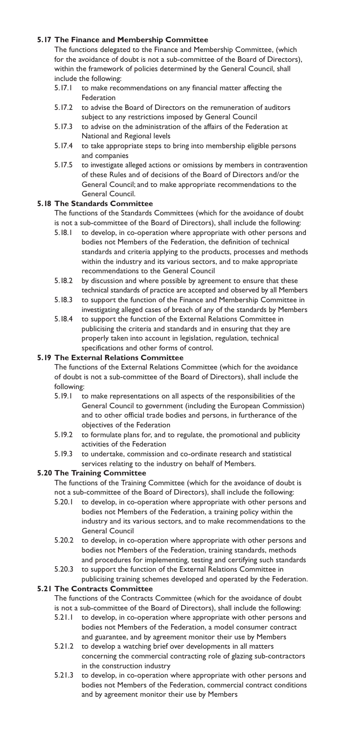### 5.17 The Finance and Membership Committee

The functions delegated to the Finance and Membership Committee, (which for the avoidance of doubt is not a sub-committee of the Board of Directors), within the framework of policies determined by the General Council, shall include the following:

- 5.17.1 to make recommendations on any financial matter affecting the Federation
- 5.17.2 to advise the Board of Directors on the remuneration of auditors subject to any restrictions imposed by General Council
- 5.17.3 to advise on the administration of the affairs of the Federation at National and Regional levels
- 5.17.4 to take appropriate steps to bring into membership eligible persons and companies
- 5.17.5 to investigate alleged actions or omissions by members in contravention of these Rules and of decisions of the Board of Directors and/or the General Council; and to make appropriate recommendations to the General Council.

### 5.18 The Standards Committee

The functions of the Standards Committees (which for the avoidance of doubt is not a sub-committee of the Board of Directors), shall include the following:

- 5.18.1 to develop, in co-operation where appropriate with other persons and bodies not Members of the Federation, the definition of technical standards and criteria applying to the products, processes and methods within the industry and its various sectors, and to make appropriate recommendations to the General Council
- 5.18.2 by discussion and where possible by agreement to ensure that these technical standards of practice are accepted and observed by all Members
- 5.18.3 to support the function of the Finance and Membership Committee in investigating alleged cases of breach of any of the standards by Members
- 5.18.4 to support the function of the External Relations Committee in publicising the criteria and standards and in ensuring that they are properly taken into account in legislation, regulation, technical specifications and other forms of control.

### 5.19 The External Relations Committee

The functions of the External Relations Committee (which for the avoidance of doubt is not a sub-committee of the Board of Directors), shall include the following:

- 5.19.1 to make representations on all aspects of the responsibilities of the General Council to government (including the European Commission) and to other official trade bodies and persons, in furtherance of the objectives of the Federation
- 5.19.2 to formulate plans for, and to regulate, the promotional and publicity activities of the Federation
- 5.19.3 to undertake, commission and co-ordinate research and statistical services relating to the industry on behalf of Members.

### 5.20 The Training Committee

The functions of the Training Committee (which for the avoidance of doubt is not a sub-committee of the Board of Directors), shall include the following:

- 5.20.1 to develop, in co-operation where appropriate with other persons and bodies not Members of the Federation, a training policy within the industry and its various sectors, and to make recommendations to the General Council
- 5.20.2 to develop, in co-operation where appropriate with other persons and bodies not Members of the Federation, training standards, methods and procedures for implementing, testing and certifying such standards
- 5.20.3 to support the function of the External Relations Committee in publicising training schemes developed and operated by the Federation.

### 5.21 The Contracts Committee

The functions of the Contracts Committee (which for the avoidance of doubt is not a sub-committee of the Board of Directors), shall include the following:

- 5.21.1 to develop, in co-operation where appropriate with other persons and bodies not Members of the Federation, a model consumer contract and guarantee, and by agreement monitor their use by Members
- 5.21.2 to develop a watching brief over developments in all matters concerning the commercial contracting role of glazing sub-contractors in the construction industry
- 5.21.3 to develop, in co-operation where appropriate with other persons and bodies not Members of the Federation, commercial contract conditions and by agreement monitor their use by Members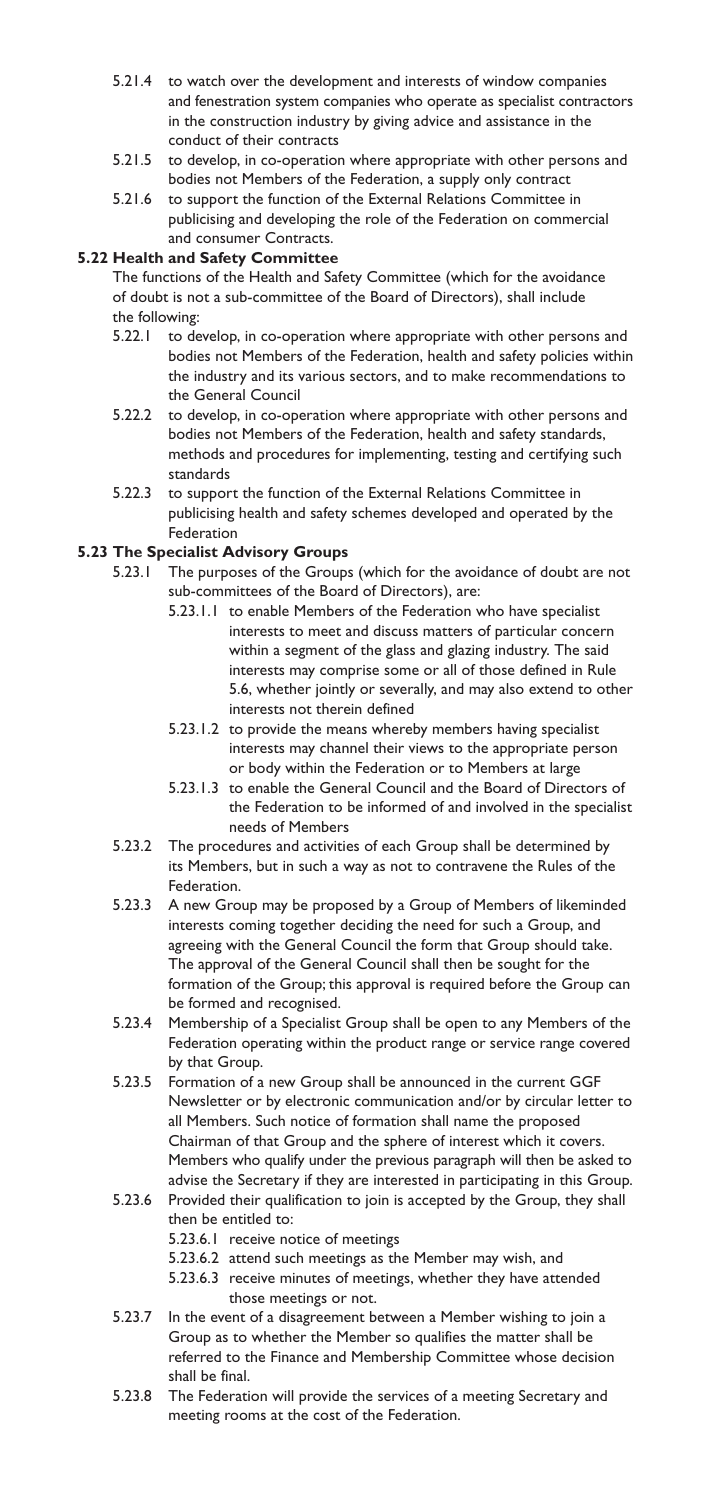5.21.4 to watch over the development and interests of window companies and fenestration system companies who operate as specialist contractors in the construction industry by giving advice and assistance in the conduct of their contracts

5.21.5 to develop, in co-operation where appropriate with other persons and bodies not Members of the Federation, a supply only contract

5.21.6 to support the function of the External Relations Committee in publicising and developing the role of the Federation on commercial and consumer Contracts.

### 5.22 Health and Safety Committee

The functions of the Health and Safety Committee (which for the avoidance of doubt is not a sub-committee of the Board of Directors), shall include the following:

5.22.1 to develop, in co-operation where appropriate with other persons and bodies not Members of the Federation, health and safety policies within the industry and its various sectors, and to make recommendations to the General Council

5.22.2 to develop, in co-operation where appropriate with other persons and bodies not Members of the Federation, health and safety standards, methods and procedures for implementing, testing and certifying such standards

5.22.3 to support the function of the External Relations Committee in publicising health and safety schemes developed and operated by the Federation

### 5.23 The Specialist Advisory Groups

5.23.1 The purposes of the Groups (which for the avoidance of doubt are not sub-committees of the Board of Directors), are:

5.23.1.1 to enable Members of the Federation who have specialist interests to meet and discuss matters of particular concern within a segment of the glass and glazing industry. The said interests may comprise some or all of those defined in Rule 5.6, whether jointly or severally, and may also extend to other interests not therein defined

5.23.1.2 to provide the means whereby members having specialist interests may channel their views to the appropriate person or body within the Federation or to Members at large

5.23.1.3 to enable the General Council and the Board of Directors of the Federation to be informed of and involved in the specialist needs of Members

5.23.2 The procedures and activities of each Group shall be determined by its Members, but in such a way as not to contravene the Rules of the Federation.

5.23.3 A new Group may be proposed by a Group of Members of likeminded interests coming together deciding the need for such a Group, and agreeing with the General Council the form that Group should take. The approval of the General Council shall then be sought for the formation of the Group; this approval is required before the Group can be formed and recognised.

5.23.4 Membership of a Specialist Group shall be open to any Members of the Federation operating within the product range or service range covered by that Group.

5.23.5 Formation of a new Group shall be announced in the current GGF Newsletter or by electronic communication and/or by circular letter to all Members. Such notice of formation shall name the proposed Chairman of that Group and the sphere of interest which it covers. Members who qualify under the previous paragraph will then be asked to advise the Secretary if they are interested in participating in this Group.

5.23.6 Provided their qualification to join is accepted by the Group, they shall then be entitled to:

5.23.6.1 receive notice of meetings

5.23.6.2 attend such meetings as the Member may wish, and

5.23.6.3 receive minutes of meetings, whether they have attended those meetings or not.

5.23.7 In the event of a disagreement between a Member wishing to join a Group as to whether the Member so qualifies the matter shall be referred to the Finance and Membership Committee whose decision shall be final.

5.23.8 The Federation will provide the services of a meeting Secretary and meeting rooms at the cost of the Federation.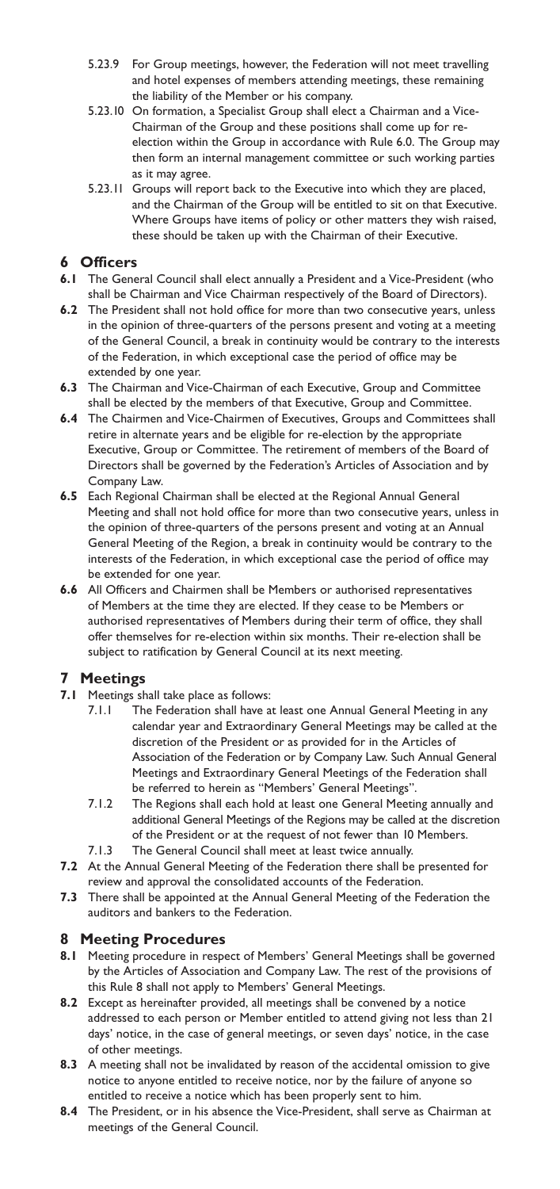5.23.9 For Group meetings, however, the Federation will not meet travelling and hotel expenses of members attending meetings, these remaining the liability of the Member or his company.

5.23.10 On formation, a Specialist Group shall elect a Chairman and a Vice-Chairman of the Group and these positions shall come up for re-election within the Group in accordance with Rule 6.0. The Group may then form an internal management committee or such working parties as it may agree.

5.23.11 Groups will report back to the Executive into which they are placed, and the Chairman of the Group will be entitled to sit on that Executive. Where Groups have items of policy or other matters they wish raised, these should be taken up with the Chairman of their Executive.

## 6 Officers

**6.1** The General Council shall elect annually a President and a Vice-President (who shall be Chairman and Vice Chairman respectively of the Board of Directors).

**6.2** The President shall not hold office for more than two consecutive years, unless in the opinion of three-quarters of the persons present and voting at a meeting of the General Council, a break in continuity would be contrary to the interests of the Federation, in which exceptional case the period of office may be extended by one year.

**6.3** The Chairman and Vice-Chairman of each Executive, Group and Committee shall be elected by the members of that Executive, Group and Committee.

**6.4** The Chairmen and Vice-Chairmen of Executives, Groups and Committees shall retire in alternate years and be eligible for re-election by the appropriate Executive, Group or Committee. The retirement of members of the Board of Directors shall be governed by the Federation's Articles of Association and by Company Law.

**6.5** Each Regional Chairman shall be elected at the Regional Annual General Meeting and shall not hold office for more than two consecutive years, unless in the opinion of three-quarters of the persons present and voting at an Annual General Meeting of the Region, a break in continuity would be contrary to the interests of the Federation, in which exceptional case the period of office may be extended for one year.

**6.6** All Officers and Chairmen shall be Members or authorised representatives of Members at the time they are elected. If they cease to be Members or authorised representatives of Members during their term of office, they shall offer themselves for re-election within six months. Their re-election shall be subject to ratification by General Council at its next meeting.

## 7 Meetings

**7.1** Meetings shall take place as follows:

7.1.1 The Federation shall have at least one Annual General Meeting in any calendar year and Extraordinary General Meetings may be called at the discretion of the President or as provided for in the Articles of Association of the Federation or by Company Law. Such Annual General Meetings and Extraordinary General Meetings of the Federation shall be referred to herein as "Members' General Meetings".

7.1.2 The Regions shall each hold at least one General Meeting annually and additional General Meetings of the Regions may be called at the discretion of the President or at the request of not fewer than 10 Members.

7.1.3 The General Council shall meet at least twice annually.

**7.2** At the Annual General Meeting of the Federation there shall be presented for review and approval the consolidated accounts of the Federation.

**7.3** There shall be appointed at the Annual General Meeting of the Federation the auditors and bankers to the Federation.

## 8 Meeting Procedures

**8.1** Meeting procedure in respect of Members' General Meetings shall be governed by the Articles of Association and Company Law. The rest of the provisions of this Rule 8 shall not apply to Members' General Meetings.

**8.2** Except as hereinafter provided, all meetings shall be convened by a notice addressed to each person or Member entitled to attend giving not less than 21 days' notice, in the case of general meetings, or seven days' notice, in the case of other meetings.

**8.3** A meeting shall not be invalidated by reason of the accidental omission to give notice to anyone entitled to receive notice, nor by the failure of anyone so entitled to receive a notice which has been properly sent to him.

**8.4** The President, or in his absence the Vice-President, shall serve as Chairman at meetings of the General Council.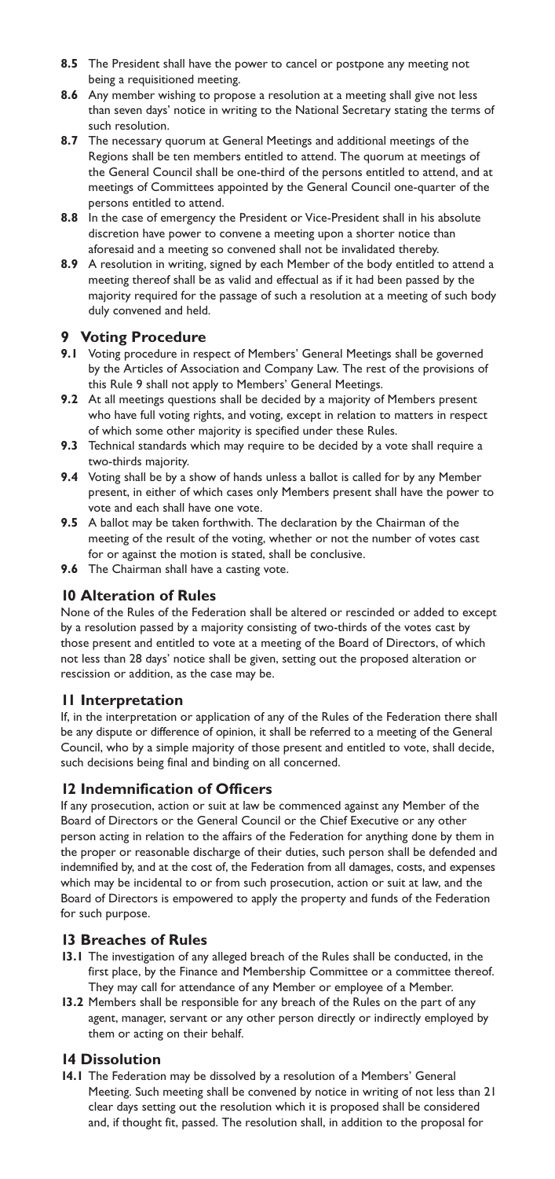**8.5** The President shall have the power to cancel or postpone any meeting not being a requisitioned meeting.

**8.6** Any member wishing to propose a resolution at a meeting shall give not less than seven days' notice in writing to the National Secretary stating the terms of such resolution.

**8.7** The necessary quorum at General Meetings and additional meetings of the Regions shall be ten members entitled to attend. The quorum at meetings of the General Council shall be one-third of the persons entitled to attend, and at meetings of Committees appointed by the General Council one-quarter of the persons entitled to attend.

**8.8** In the case of emergency the President or Vice-President shall in his absolute discretion have power to convene a meeting upon a shorter notice than aforesaid and a meeting so convened shall not be invalidated thereby.

**8.9** A resolution in writing, signed by each Member of the body entitled to attend a meeting thereof shall be as valid and effectual as if it had been passed by the majority required for the passage of such a resolution at a meeting of such body duly convened and held.

## 9 Voting Procedure

**9.1** Voting procedure in respect of Members' General Meetings shall be governed by the Articles of Association and Company Law. The rest of the provisions of this Rule 9 shall not apply to Members' General Meetings.

**9.2** At all meetings questions shall be decided by a majority of Members present who have full voting rights, and voting, except in relation to matters in respect of which some other majority is specified under these Rules.

**9.3** Technical standards which may require to be decided by a vote shall require a two-thirds majority.

**9.4** Voting shall be by a show of hands unless a ballot is called for by any Member present, in either of which cases only Members present shall have the power to vote and each shall have one vote.

**9.5** A ballot may be taken forthwith. The declaration by the Chairman of the meeting of the result of the voting, whether or not the number of votes cast for or against the motion is stated, shall be conclusive.

**9.6** The Chairman shall have a casting vote.

## 10 Alteration of Rules

None of the Rules of the Federation shall be altered or rescinded or added to except by a resolution passed by a majority consisting of two-thirds of the votes cast by those present and entitled to vote at a meeting of the Board of Directors, of which not less than 28 days' notice shall be given, setting out the proposed alteration or rescission or addition, as the case may be.

## 11 Interpretation

If, in the interpretation or application of any of the Rules of the Federation there shall be any dispute or difference of opinion, it shall be referred to a meeting of the General Council, who by a simple majority of those present and entitled to vote, shall decide, such decisions being final and binding on all concerned.

## 12 Indemnification of Officers

If any prosecution, action or suit at law be commenced against any Member of the Board of Directors or the General Council or the Chief Executive or any other person acting in relation to the affairs of the Federation for anything done by them in the proper or reasonable discharge of their duties, such person shall be defended and indemnified by, and at the cost of, the Federation from all damages, costs, and expenses which may be incidental to or from such prosecution, action or suit at law, and the Board of Directors is empowered to apply the property and funds of the Federation for such purpose.

## 13 Breaches of Rules

**13.1** The investigation of any alleged breach of the Rules shall be conducted, in the first place, by the Finance and Membership Committee or a committee thereof. They may call for attendance of any Member or employee of a Member.

**13.2** Members shall be responsible for any breach of the Rules on the part of any agent, manager, servant or any other person directly or indirectly employed by them or acting on their behalf.

## 14 Dissolution

**14.1** The Federation may be dissolved by a resolution of a Members' General Meeting. Such meeting shall be convened by notice in writing of not less than 21 clear days setting out the resolution which it is proposed shall be considered and, if thought fit, passed. The resolution shall, in addition to the proposal for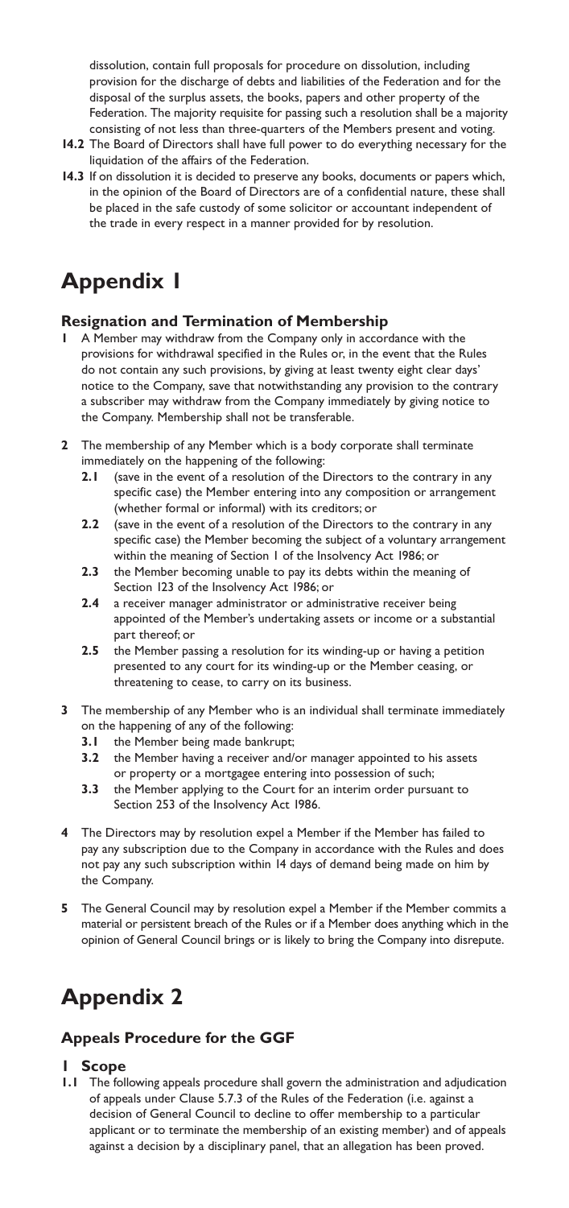dissolution, contain full proposals for procedure on dissolution, including provision for the discharge of debts and liabilities of the Federation and for the disposal of the surplus assets, the books, papers and other property of the Federation. The majority requisite for passing such a resolution shall be a majority consisting of not less than three-quarters of the Members present and voting.

**14.2** The Board of Directors shall have full power to do everything necessary for the liquidation of the affairs of the Federation.

**14.3** If on dissolution it is decided to preserve any books, documents or papers which, in the opinion of the Board of Directors are of a confidential nature, these shall be placed in the safe custody of some solicitor or accountant independent of the trade in every respect in a manner provided for by resolution.

# Appendix 1

### Resignation and Termination of Membership

**1** A Member may withdraw from the Company only in accordance with the provisions for withdrawal specified in the Rules or, in the event that the Rules do not contain any such provisions, by giving at least twenty eight clear days' notice to the Company, save that notwithstanding any provision to the contrary a subscriber may withdraw from the Company immediately by giving notice to the Company. Membership shall not be transferable.

**2** The membership of any Member which is a body corporate shall terminate immediately on the happening of the following:

- **2.1** (save in the event of a resolution of the Directors to the contrary in any specific case) the Member entering into any composition or arrangement (whether formal or informal) with its creditors; or
- **2.2** (save in the event of a resolution of the Directors to the contrary in any specific case) the Member becoming the subject of a voluntary arrangement within the meaning of Section 1 of the Insolvency Act 1986; or
- **2.3** the Member becoming unable to pay its debts within the meaning of Section 123 of the Insolvency Act 1986; or
- **2.4** a receiver manager administrator or administrative receiver being appointed of the Member's undertaking assets or income or a substantial part thereof; or
- **2.5** the Member passing a resolution for its winding-up or having a petition presented to any court for its winding-up or the Member ceasing, or threatening to cease, to carry on its business.

**3** The membership of any Member who is an individual shall terminate immediately on the happening of any of the following:

- **3.1** the Member being made bankrupt;
- **3.2** the Member having a receiver and/or manager appointed to his assets or property or a mortgagee entering into possession of such;
- **3.3** the Member applying to the Court for an interim order pursuant to Section 253 of the Insolvency Act 1986.

**4** The Directors may by resolution expel a Member if the Member has failed to pay any subscription due to the Company in accordance with the Rules and does not pay any such subscription within 14 days of demand being made on him by the Company.

**5** The General Council may by resolution expel a Member if the Member commits a material or persistent breach of the Rules or if a Member does anything which in the opinion of General Council brings or is likely to bring the Company into disrepute.

# Appendix 2

### Appeals Procedure for the GGF

#### 1 Scope

**1.1** The following appeals procedure shall govern the administration and adjudication of appeals under Clause 5.7.3 of the Rules of the Federation (i.e. against a decision of General Council to decline to offer membership to a particular applicant or to terminate the membership of an existing member) and of appeals against a decision by a disciplinary panel, that an allegation has been proved.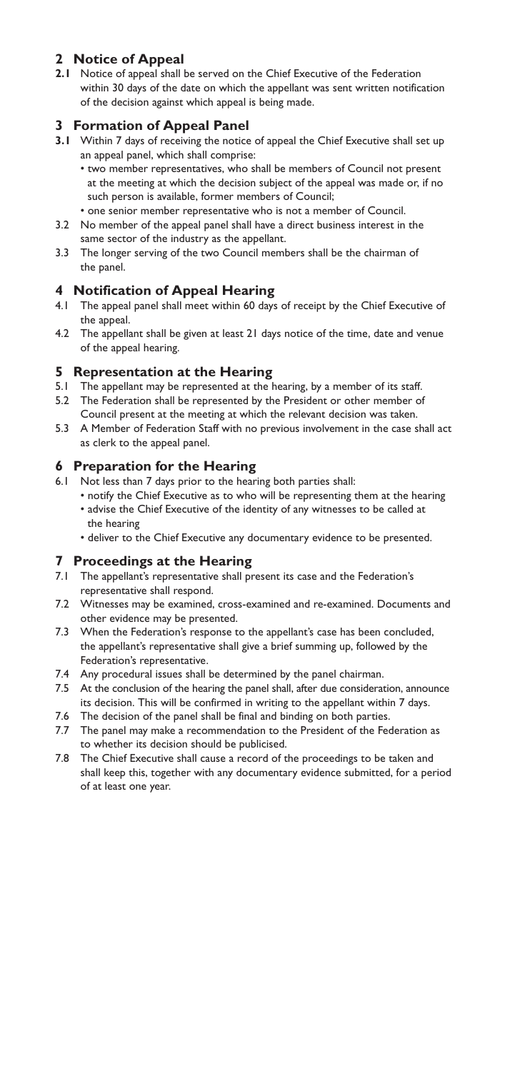## 2 Notice of Appeal

**2.1** Notice of appeal shall be served on the Chief Executive of the Federation within 30 days of the date on which the appellant was sent written notification of the decision against which appeal is being made.

## 3 Formation of Appeal Panel

**3.1** Within 7 days of receiving the notice of appeal the Chief Executive shall set up an appeal panel, which shall comprise:

- two member representatives, who shall be members of Council not present at the meeting at which the decision subject of the appeal was made or, if no such person is available, former members of Council;
- one senior member representative who is not a member of Council.

3.2 No member of the appeal panel shall have a direct business interest in the same sector of the industry as the appellant.

3.3 The longer serving of the two Council members shall be the chairman of the panel.

## 4 Notification of Appeal Hearing

4.1 The appeal panel shall meet within 60 days of receipt by the Chief Executive of the appeal.

4.2 The appellant shall be given at least 21 days notice of the time, date and venue of the appeal hearing.

## 5 Representation at the Hearing

5.1 The appellant may be represented at the hearing, by a member of its staff.

5.2 The Federation shall be represented by the President or other member of Council present at the meeting at which the relevant decision was taken.

5.3 A Member of Federation Staff with no previous involvement in the case shall act as clerk to the appeal panel.

## 6 Preparation for the Hearing

6.1 Not less than 7 days prior to the hearing both parties shall:

- notify the Chief Executive as to who will be representing them at the hearing
- advise the Chief Executive of the identity of any witnesses to be called at the hearing
- deliver to the Chief Executive any documentary evidence to be presented.

## 7 Proceedings at the Hearing

7.1 The appellant's representative shall present its case and the Federation's representative shall respond.

7.2 Witnesses may be examined, cross-examined and re-examined. Documents and other evidence may be presented.

7.3 When the Federation's response to the appellant's case has been concluded, the appellant's representative shall give a brief summing up, followed by the Federation's representative.

7.4 Any procedural issues shall be determined by the panel chairman.

7.5 At the conclusion of the hearing the panel shall, after due consideration, announce its decision. This will be confirmed in writing to the appellant within 7 days.

7.6 The decision of the panel shall be final and binding on both parties.

7.7 The panel may make a recommendation to the President of the Federation as to whether its decision should be publicised.

7.8 The Chief Executive shall cause a record of the proceedings to be taken and shall keep this, together with any documentary evidence submitted, for a period of at least one year.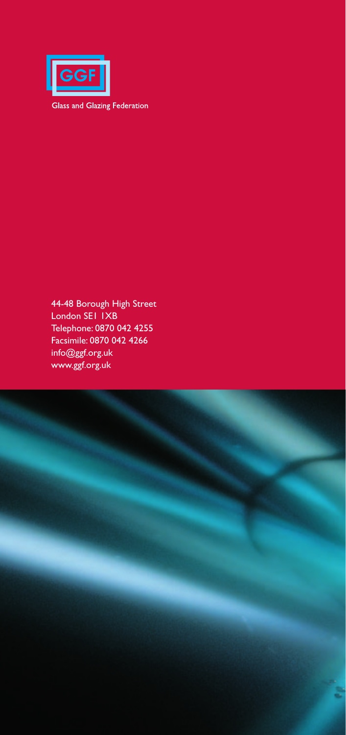GGF

Glass and Glazing Federation

44-48 Borough High Street
London SE1 1XB
Telephone: 0870 042 4255
Facsimile: 0870 042 4266
info@ggf.org.uk
www.ggf.org.uk